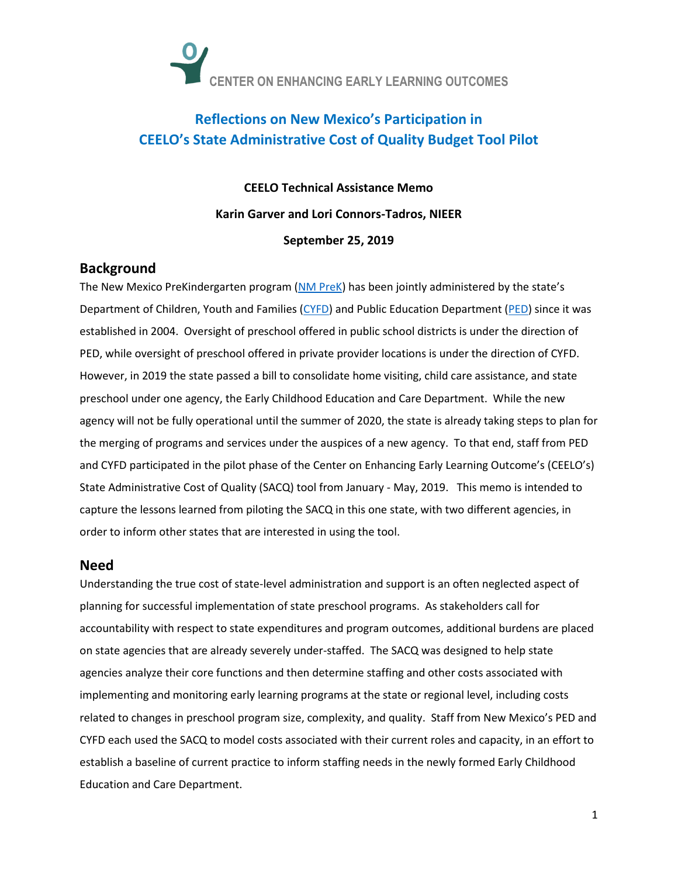CENTER ON ENHANCING EARLY LEARNING OUTCOMES

# Reflections on New Mexico's Participation in CEELO's State Administrative Cost of Quality Budget Tool Pilot

**CEELO Technical Assistance Memo**

**Karin Garver and Lori Connors-Tadros, NIEER**

**September 25, 2019**

## Background

The New Mexico PreKindergarten program (NM PreK) has been jointly administered by the state's Department of Children, Youth and Families (CYFD) and Public Education Department (PED) since it was established in 2004. Oversight of preschool offered in public school districts is under the direction of PED, while oversight of preschool offered in private provider locations is under the direction of CYFD. However, in 2019 the state passed a bill to consolidate home visiting, child care assistance, and state preschool under one agency, the Early Childhood Education and Care Department. While the new agency will not be fully operational until the summer of 2020, the state is already taking steps to plan for the merging of programs and services under the auspices of a new agency. To that end, staff from PED and CYFD participated in the pilot phase of the Center on Enhancing Early Learning Outcome's (CEELO's) State Administrative Cost of Quality (SACQ) tool from January - May, 2019. This memo is intended to capture the lessons learned from piloting the SACQ in this one state, with two different agencies, in order to inform other states that are interested in using the tool.

## Need

Understanding the true cost of state-level administration and support is an often neglected aspect of planning for successful implementation of state preschool programs. As stakeholders call for accountability with respect to state expenditures and program outcomes, additional burdens are placed on state agencies that are already severely under-staffed. The SACQ was designed to help state agencies analyze their core functions and then determine staffing and other costs associated with implementing and monitoring early learning programs at the state or regional level, including costs related to changes in preschool program size, complexity, and quality. Staff from New Mexico's PED and CYFD each used the SACQ to model costs associated with their current roles and capacity, in an effort to establish a baseline of current practice to inform staffing needs in the newly formed Early Childhood Education and Care Department.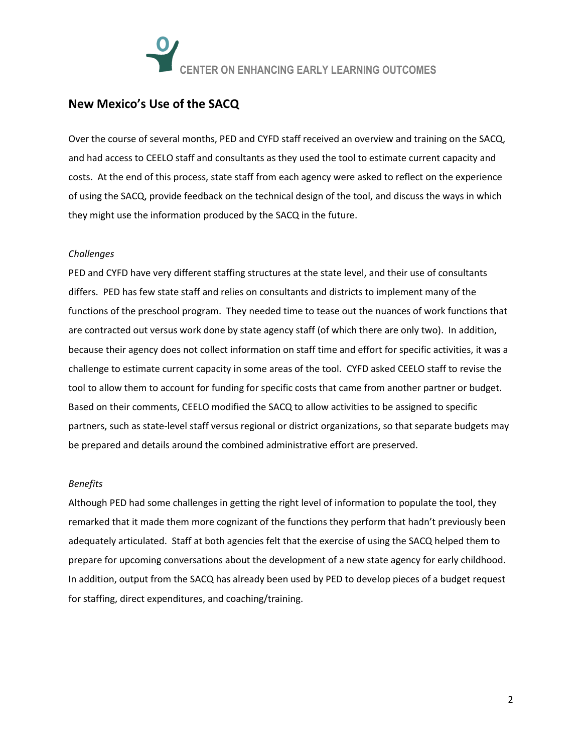## New Mexico's Use of the SACQ

Over the course of several months, PED and CYFD staff received an overview and training on the SACQ, and had access to CEELO staff and consultants as they used the tool to estimate current capacity and costs. At the end of this process, state staff from each agency were asked to reflect on the experience of using the SACQ, provide feedback on the technical design of the tool, and discuss the ways in which they might use the information produced by the SACQ in the future.

*Challenges*

PED and CYFD have very different staffing structures at the state level, and their use of consultants differs. PED has few state staff and relies on consultants and districts to implement many of the functions of the preschool program. They needed time to tease out the nuances of work functions that are contracted out versus work done by state agency staff (of which there are only two). In addition, because their agency does not collect information on staff time and effort for specific activities, it was a challenge to estimate current capacity in some areas of the tool. CYFD asked CEELO staff to revise the tool to allow them to account for funding for specific costs that came from another partner or budget. Based on their comments, CEELO modified the SACQ to allow activities to be assigned to specific partners, such as state-level staff versus regional or district organizations, so that separate budgets may be prepared and details around the combined administrative effort are preserved.

*Benefits*

Although PED had some challenges in getting the right level of information to populate the tool, they remarked that it made them more cognizant of the functions they perform that hadn't previously been adequately articulated. Staff at both agencies felt that the exercise of using the SACQ helped them to prepare for upcoming conversations about the development of a new state agency for early childhood. In addition, output from the SACQ has already been used by PED to develop pieces of a budget request for staffing, direct expenditures, and coaching/training.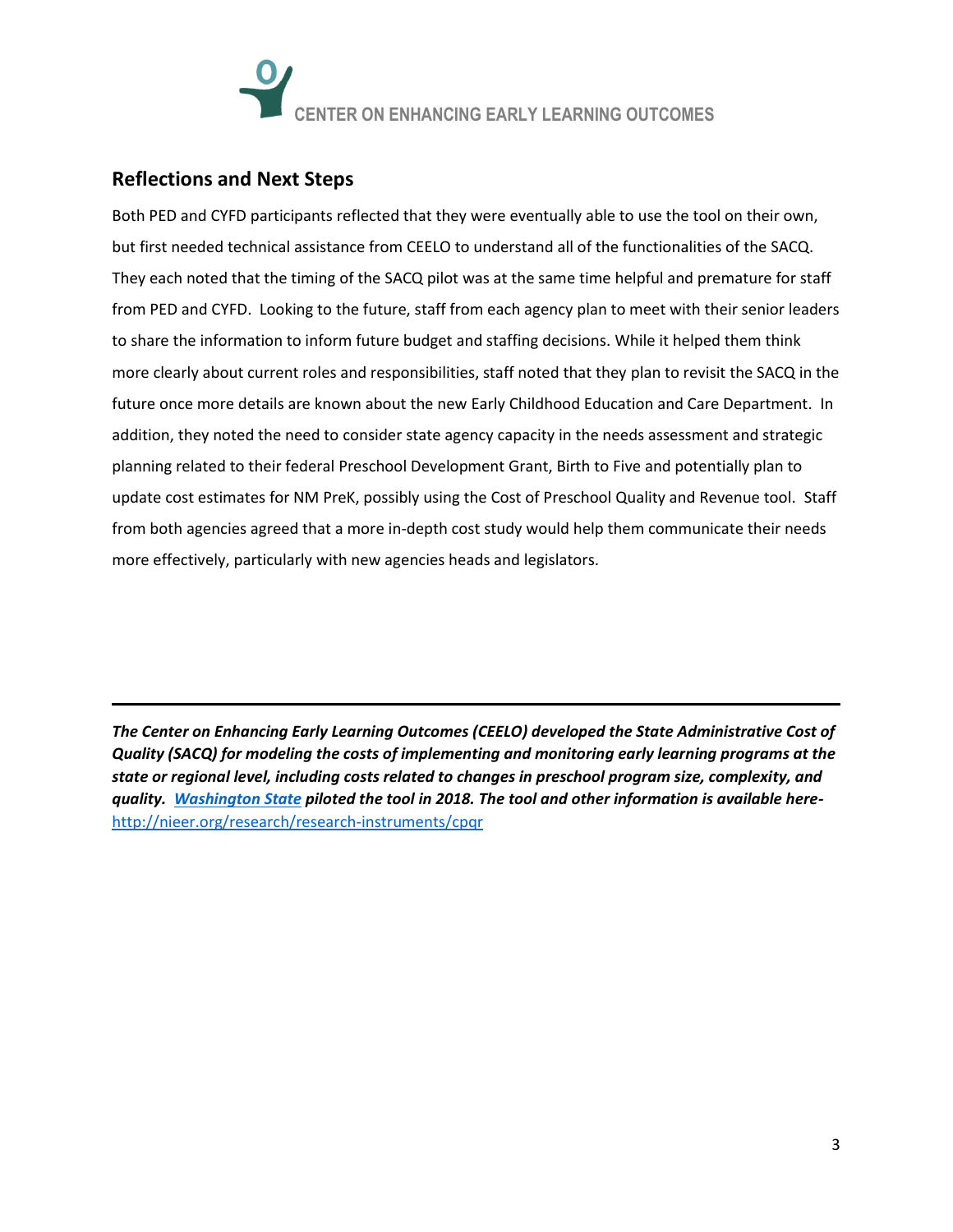## Reflections and Next Steps

Both PED and CYFD participants reflected that they were eventually able to use the tool on their own, but first needed technical assistance from CEELO to understand all of the functionalities of the SACQ. They each noted that the timing of the SACQ pilot was at the same time helpful and premature for staff from PED and CYFD. Looking to the future, staff from each agency plan to meet with their senior leaders to share the information to inform future budget and staffing decisions. While it helped them think more clearly about current roles and responsibilities, staff noted that they plan to revisit the SACQ in the future once more details are known about the new Early Childhood Education and Care Department. In addition, they noted the need to consider state agency capacity in the needs assessment and strategic planning related to their federal Preschool Development Grant, Birth to Five and potentially plan to update cost estimates for NM PreK, possibly using the Cost of Preschool Quality and Revenue tool. Staff from both agencies agreed that a more in-depth cost study would help them communicate their needs more effectively, particularly with new agencies heads and legislators.

---

***The Center on Enhancing Early Learning Outcomes (CEELO) developed the State Administrative Cost of Quality (SACQ) for modeling the costs of implementing and monitoring early learning programs at the state or regional level, including costs related to changes in preschool program size, complexity, and quality. Washington State piloted the tool in 2018. The tool and other information is available here-*** http://nieer.org/research/research-instruments/cpqr